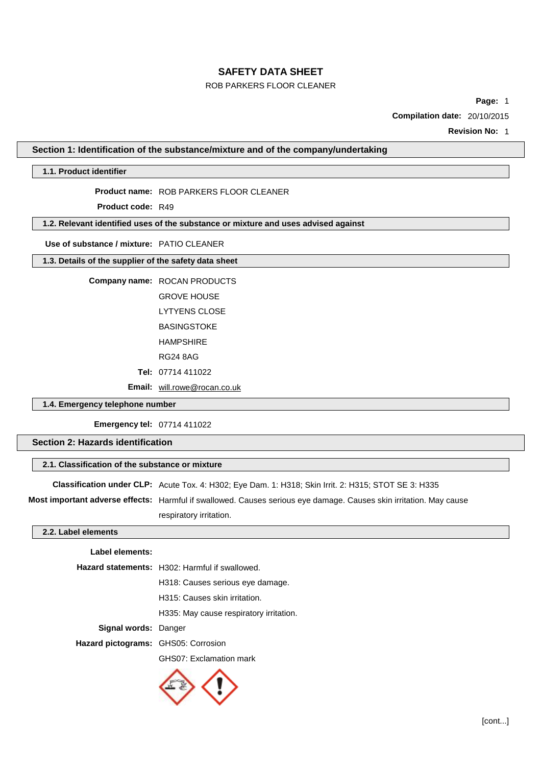# SAFETY DATA SHEET

ROB PARKERS FLOOR CLEANER

**Page:** 1

**Compilation date:** 20/10/2015

**Revision No:** 1

## Section 1: Identification of the substance/mixture and of the company/undertaking

### 1.1. Product identifier

**Product name:** ROB PARKERS FLOOR CLEANER

**Product code:** R49

### 1.2. Relevant identified uses of the substance or mixture and uses advised against

**Use of substance / mixture:** PATIO CLEANER

### 1.3. Details of the supplier of the safety data sheet

**Company name:** ROCAN PRODUCTS

GROVE HOUSE

LYTYENS CLOSE

BASINGSTOKE

HAMPSHIRE

RG24 8AG

**Tel:** 07714 411022

**Email:** will.rowe@rocan.co.uk

### 1.4. Emergency telephone number

**Emergency tel:** 07714 411022

## Section 2: Hazards identification

### 2.1. Classification of the substance or mixture

**Classification under CLP:** Acute Tox. 4: H302; Eye Dam. 1: H318; Skin Irrit. 2: H315; STOT SE 3: H335

**Most important adverse effects:** Harmful if swallowed. Causes serious eye damage. Causes skin irritation. May cause respiratory irritation.

### 2.2. Label elements

**Label elements:**

**Hazard statements:** H302: Harmful if swallowed.

H318: Causes serious eye damage.

H315: Causes skin irritation.

H335: May cause respiratory irritation.

**Signal words:** Danger

**Hazard pictograms:** GHS05: Corrosion

GHS07: Exclamation mark

[cont...]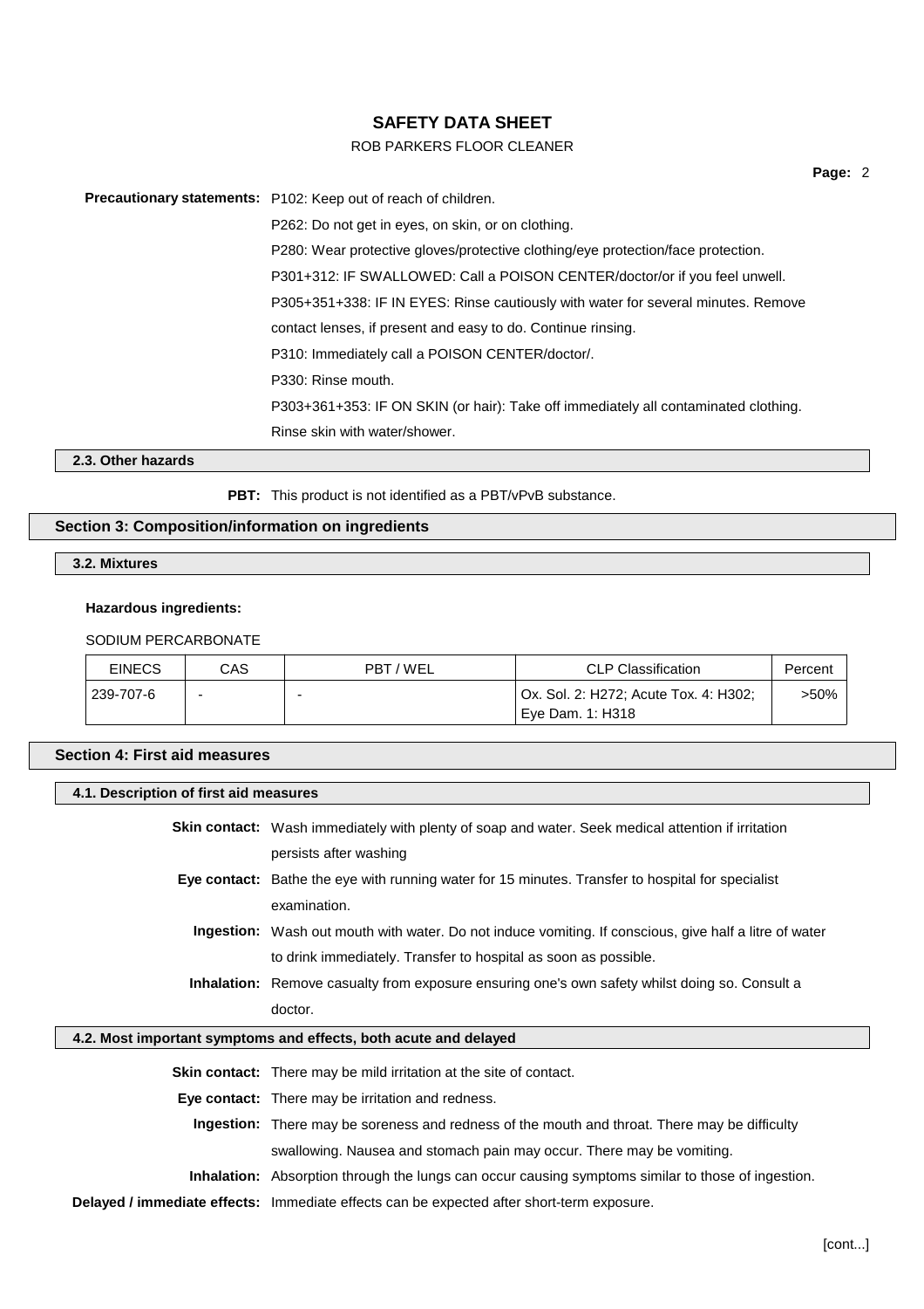**Precautionary statements:** P102: Keep out of reach of children.

P262: Do not get in eyes, on skin, or on clothing.

P280: Wear protective gloves/protective clothing/eye protection/face protection.

P301+312: IF SWALLOWED: Call a POISON CENTER/doctor/or if you feel unwell.

P305+351+338: IF IN EYES: Rinse cautiously with water for several minutes. Remove contact lenses, if present and easy to do. Continue rinsing.

P310: Immediately call a POISON CENTER/doctor/.

P330: Rinse mouth.

P303+361+353: IF ON SKIN (or hair): Take off immediately all contaminated clothing. Rinse skin with water/shower.

### 2.3. Other hazards

**PBT:** This product is not identified as a PBT/vPvB substance.

## Section 3: Composition/information on ingredients

### 3.2. Mixtures

**Hazardous ingredients:**

SODIUM PERCARBONATE

| EINECS | CAS | PBT / WEL | CLP Classification | Percent |
|---|---|---|---|---|
| 239-707-6 | - | - | Ox. Sol. 2: H272; Acute Tox. 4: H302; Eye Dam. 1: H318 | >50% |

## Section 4: First aid measures

### 4.1. Description of first aid measures

**Skin contact:** Wash immediately with plenty of soap and water. Seek medical attention if irritation persists after washing

**Eye contact:** Bathe the eye with running water for 15 minutes. Transfer to hospital for specialist examination.

**Ingestion:** Wash out mouth with water. Do not induce vomiting. If conscious, give half a litre of water to drink immediately. Transfer to hospital as soon as possible.

**Inhalation:** Remove casualty from exposure ensuring one's own safety whilst doing so. Consult a doctor.

### 4.2. Most important symptoms and effects, both acute and delayed

**Skin contact:** There may be mild irritation at the site of contact.

**Eye contact:** There may be irritation and redness.

**Ingestion:** There may be soreness and redness of the mouth and throat. There may be difficulty swallowing. Nausea and stomach pain may occur. There may be vomiting.

**Inhalation:** Absorption through the lungs can occur causing symptoms similar to those of ingestion.

**Delayed / immediate effects:** Immediate effects can be expected after short-term exposure.

[cont...]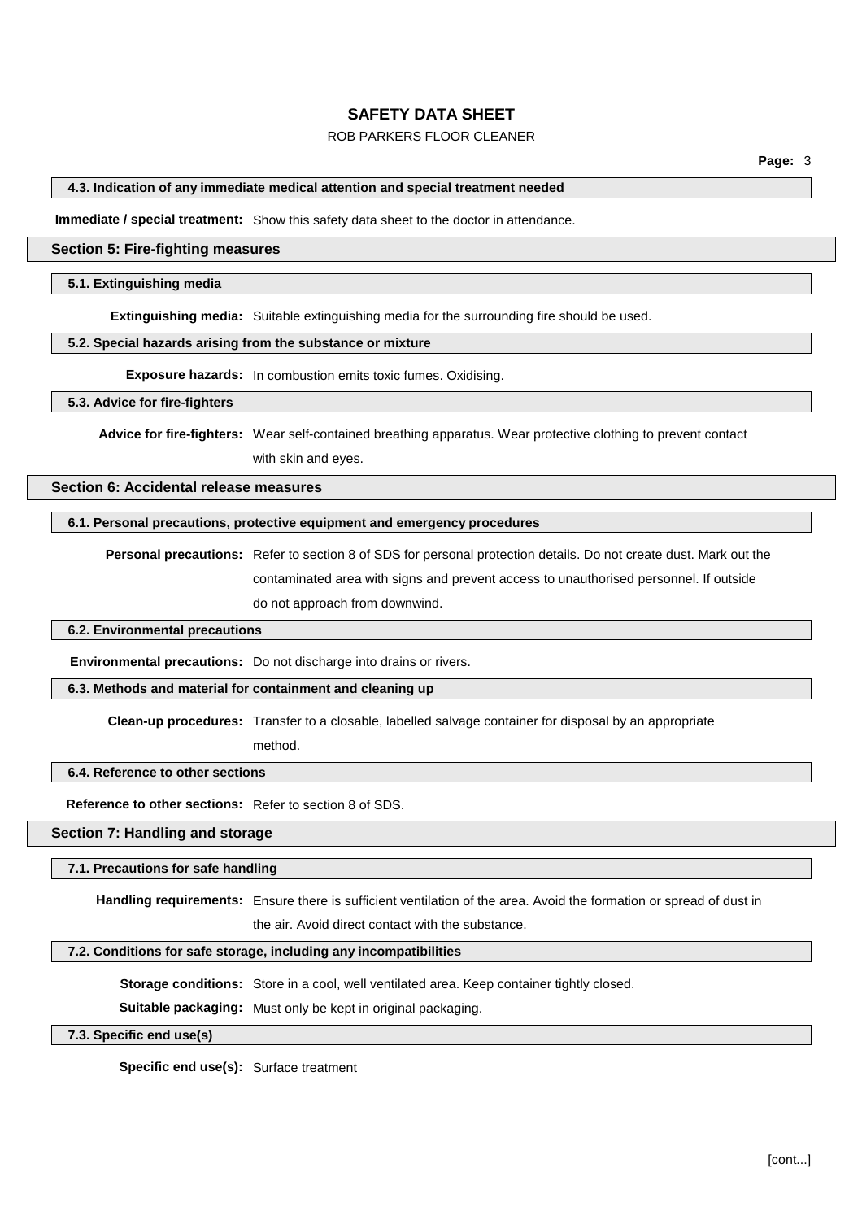#### 4.3. Indication of any immediate medical attention and special treatment needed

**Immediate / special treatment:** Show this safety data sheet to the doctor in attendance.

## Section 5: Fire-fighting measures

#### 5.1. Extinguishing media

**Extinguishing media:** Suitable extinguishing media for the surrounding fire should be used.

#### 5.2. Special hazards arising from the substance or mixture

**Exposure hazards:** In combustion emits toxic fumes. Oxidising.

#### 5.3. Advice for fire-fighters

**Advice for fire-fighters:** Wear self-contained breathing apparatus. Wear protective clothing to prevent contact with skin and eyes.

## Section 6: Accidental release measures

#### 6.1. Personal precautions, protective equipment and emergency procedures

**Personal precautions:** Refer to section 8 of SDS for personal protection details. Do not create dust. Mark out the contaminated area with signs and prevent access to unauthorised personnel. If outside do not approach from downwind.

#### 6.2. Environmental precautions

**Environmental precautions:** Do not discharge into drains or rivers.

#### 6.3. Methods and material for containment and cleaning up

**Clean-up procedures:** Transfer to a closable, labelled salvage container for disposal by an appropriate method.

#### 6.4. Reference to other sections

**Reference to other sections:** Refer to section 8 of SDS.

## Section 7: Handling and storage

#### 7.1. Precautions for safe handling

**Handling requirements:** Ensure there is sufficient ventilation of the area. Avoid the formation or spread of dust in the air. Avoid direct contact with the substance.

#### 7.2. Conditions for safe storage, including any incompatibilities

**Storage conditions:** Store in a cool, well ventilated area. Keep container tightly closed.

**Suitable packaging:** Must only be kept in original packaging.

#### 7.3. Specific end use(s)

**Specific end use(s):** Surface treatment

[cont...]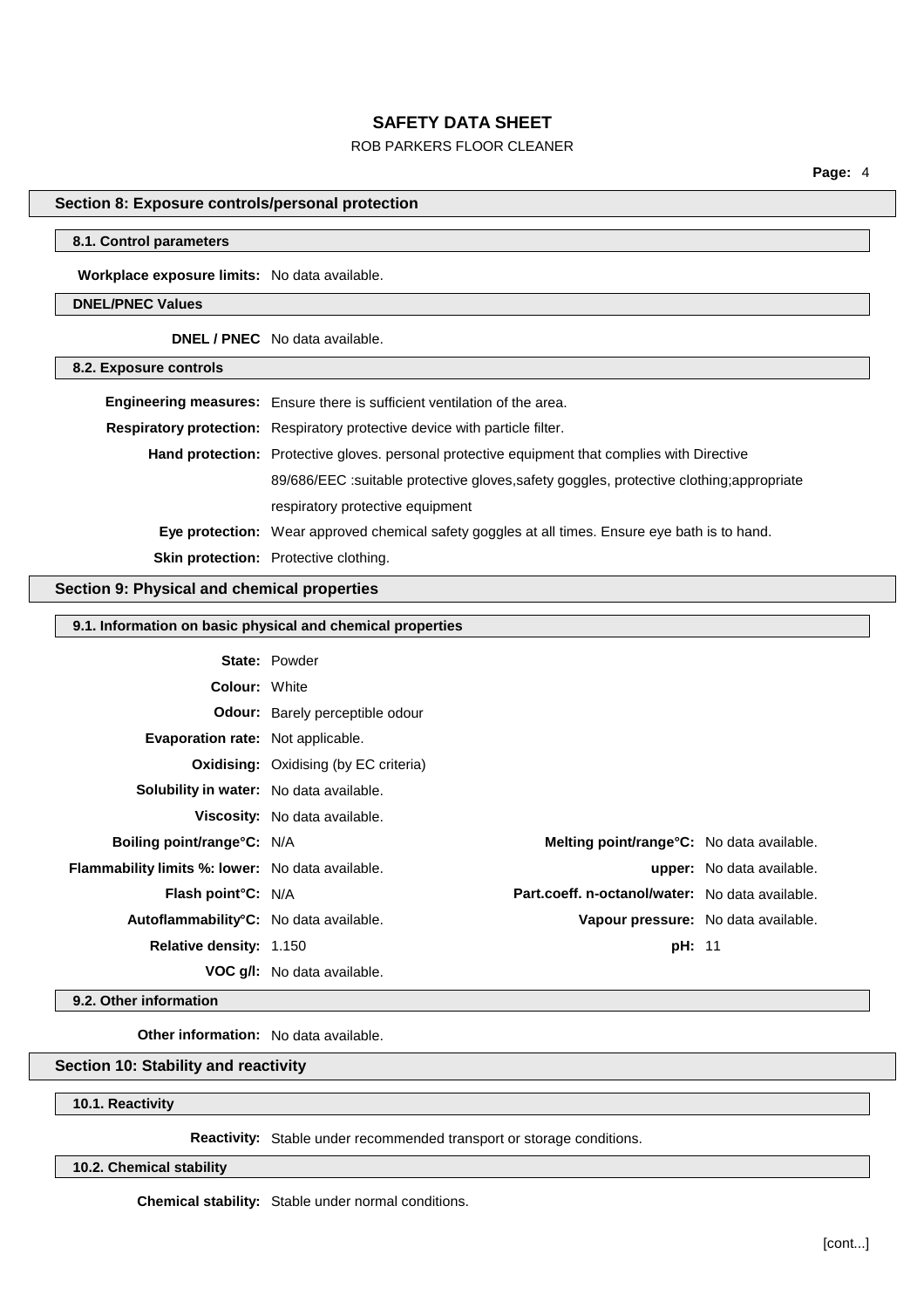## Section 8: Exposure controls/personal protection

### 8.1. Control parameters

**Workplace exposure limits:** No data available.

### DNEL/PNEC Values

**DNEL / PNEC** No data available.

### 8.2. Exposure controls

**Engineering measures:** Ensure there is sufficient ventilation of the area.

**Respiratory protection:** Respiratory protective device with particle filter.

**Hand protection:** Protective gloves. personal protective equipment that complies with Directive 89/686/EEC :suitable protective gloves,safety goggles, protective clothing;appropriate respiratory protective equipment

**Eye protection:** Wear approved chemical safety goggles at all times. Ensure eye bath is to hand.

**Skin protection:** Protective clothing.

## Section 9: Physical and chemical properties

### 9.1. Information on basic physical and chemical properties

**State:** Powder

**Colour:** White

**Odour:** Barely perceptible odour

**Evaporation rate:** Not applicable.

**Oxidising:** Oxidising (by EC criteria)

**Solubility in water:** No data available.

**Viscosity:** No data available.

**Boiling point/range°C:** N/A

**Melting point/range°C:** No data available.

**Flammability limits %: lower:** No data available.

**upper:** No data available.

**Flash point°C:** N/A

**Part.coeff. n-octanol/water:** No data available.

**Autoflammability°C:** No data available.

**Vapour pressure:** No data available.

**Relative density:** 1.150

**pH:** 11

**VOC g/l:** No data available.

### 9.2. Other information

**Other information:** No data available.

## Section 10: Stability and reactivity

### 10.1. Reactivity

**Reactivity:** Stable under recommended transport or storage conditions.

### 10.2. Chemical stability

**Chemical stability:** Stable under normal conditions.

[cont...]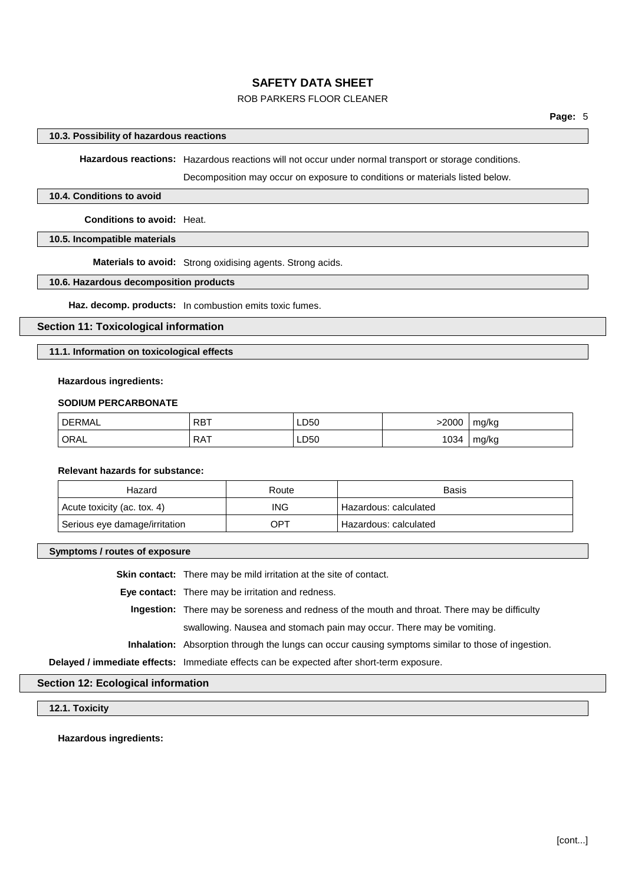#### 10.3. Possibility of hazardous reactions

**Hazardous reactions:** Hazardous reactions will not occur under normal transport or storage conditions.

Decomposition may occur on exposure to conditions or materials listed below.

#### 10.4. Conditions to avoid

**Conditions to avoid:** Heat.

#### 10.5. Incompatible materials

**Materials to avoid:** Strong oxidising agents. Strong acids.

#### 10.6. Hazardous decomposition products

**Haz. decomp. products:** In combustion emits toxic fumes.

## Section 11: Toxicological information

#### 11.1. Information on toxicological effects

**Hazardous ingredients:**

**SODIUM PERCARBONATE**

| | | | | |
|---|---|---|---|---|
| DERMAL | RBT | LD50 | >2000 | mg/kg |
| ORAL | RAT | LD50 | 1034 | mg/kg |

**Relevant hazards for substance:**

| Hazard | Route | Basis |
|---|---|---|
| Acute toxicity (ac. tox. 4) | ING | Hazardous: calculated |
| Serious eye damage/irritation | OPT | Hazardous: calculated |

#### Symptoms / routes of exposure

**Skin contact:** There may be mild irritation at the site of contact.

**Eye contact:** There may be irritation and redness.

**Ingestion:** There may be soreness and redness of the mouth and throat. There may be difficulty swallowing. Nausea and stomach pain may occur. There may be vomiting.

**Inhalation:** Absorption through the lungs can occur causing symptoms similar to those of ingestion.

**Delayed / immediate effects:** Immediate effects can be expected after short-term exposure.

## Section 12: Ecological information

#### 12.1. Toxicity

**Hazardous ingredients:**

[cont...]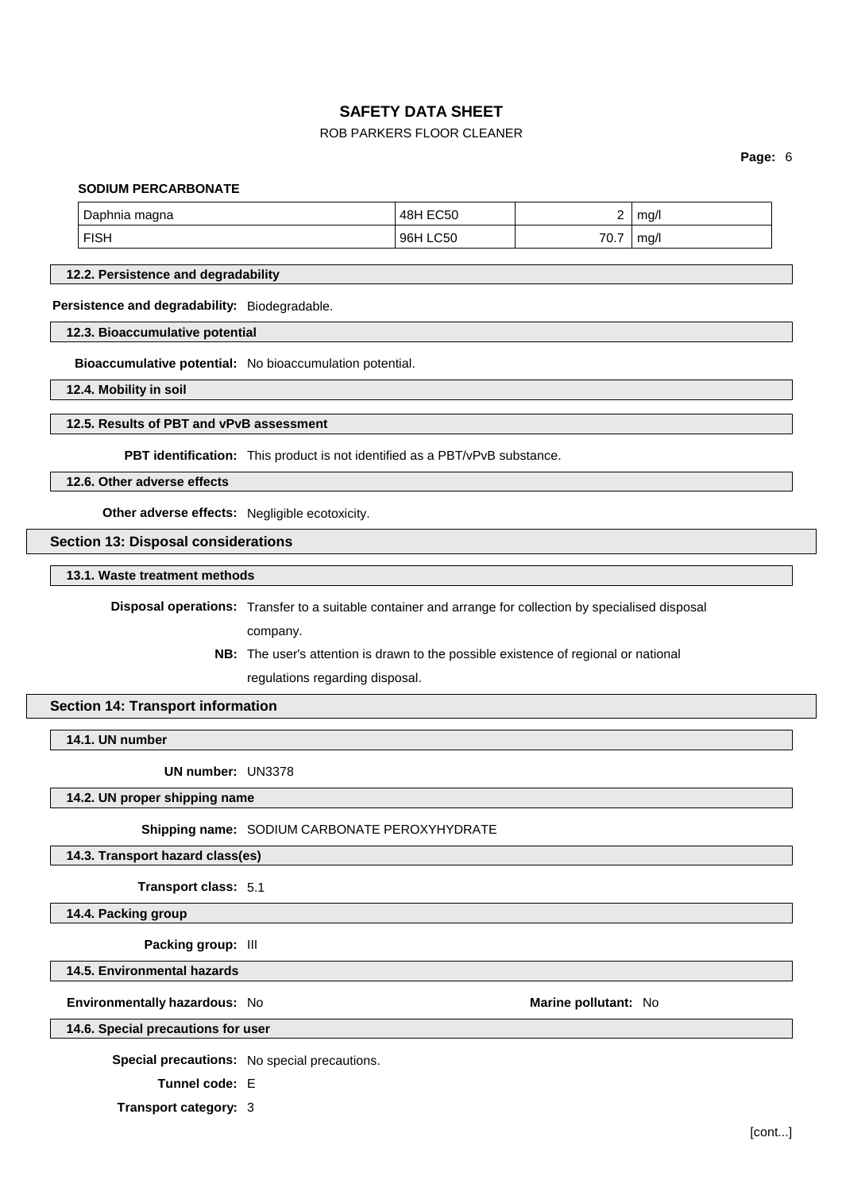**SODIUM PERCARBONATE**

| | | | |
|---|---|---|---|
| Daphnia magna | 48H EC50 | 2 | mg/l |
| FISH | 96H LC50 | 70.7 | mg/l |

### 12.2. Persistence and degradability

**Persistence and degradability:** Biodegradable.

### 12.3. Bioaccumulative potential

**Bioaccumulative potential:** No bioaccumulation potential.

### 12.4. Mobility in soil

### 12.5. Results of PBT and vPvB assessment

**PBT identification:** This product is not identified as a PBT/vPvB substance.

### 12.6. Other adverse effects

**Other adverse effects:** Negligible ecotoxicity.

## Section 13: Disposal considerations

### 13.1. Waste treatment methods

**Disposal operations:** Transfer to a suitable container and arrange for collection by specialised disposal company.

**NB:** The user's attention is drawn to the possible existence of regional or national regulations regarding disposal.

## Section 14: Transport information

### 14.1. UN number

**UN number:** UN3378

### 14.2. UN proper shipping name

**Shipping name:** SODIUM CARBONATE PEROXYHYDRATE

### 14.3. Transport hazard class(es)

**Transport class:** 5.1

### 14.4. Packing group

**Packing group:** III

### 14.5. Environmental hazards

**Environmentally hazardous:** No **Marine pollutant:** No

### 14.6. Special precautions for user

**Special precautions:** No special precautions.

**Tunnel code:** E

**Transport category:** 3

[cont...]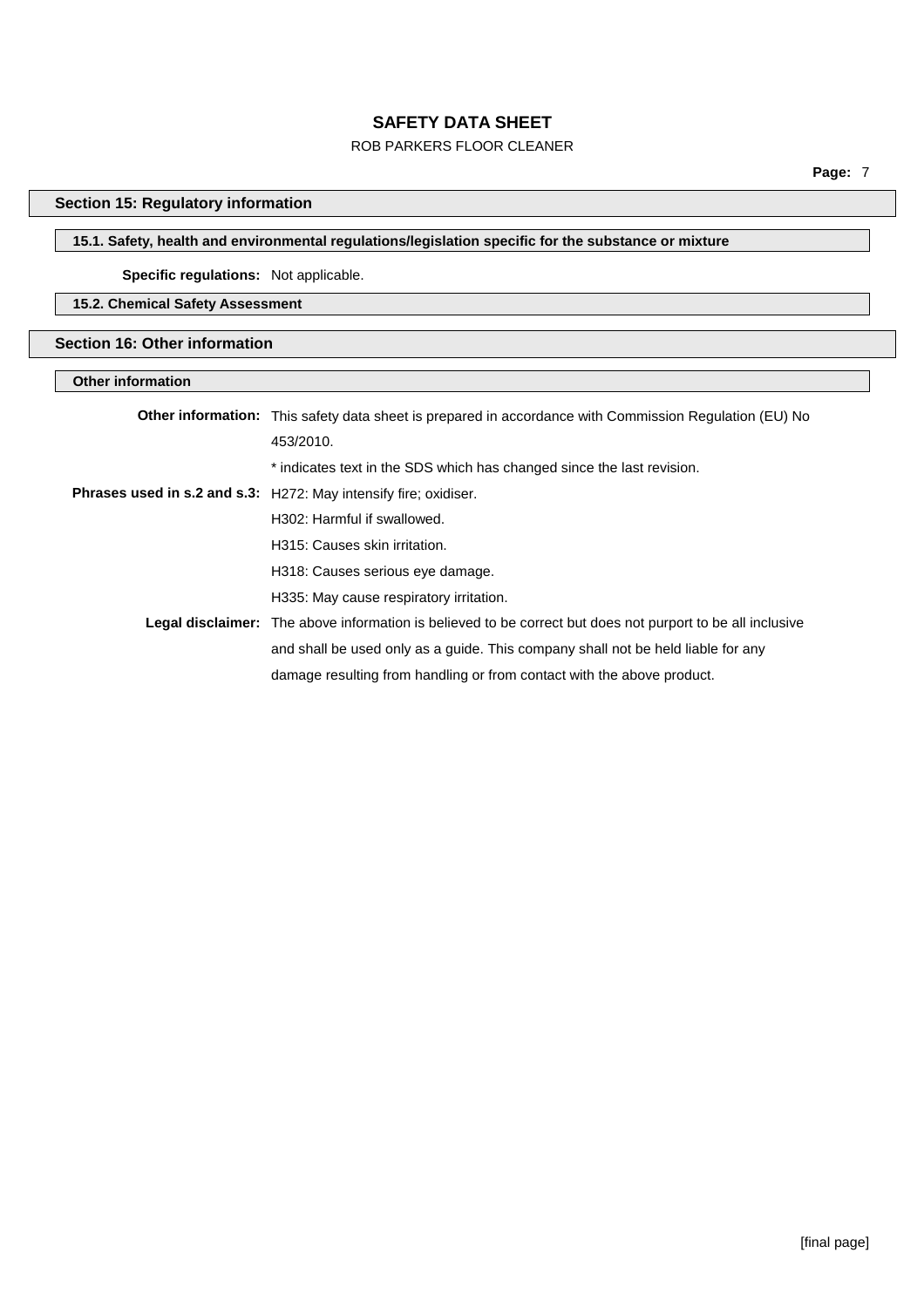## Section 15: Regulatory information

### 15.1. Safety, health and environmental regulations/legislation specific for the substance or mixture

**Specific regulations:** Not applicable.

### 15.2. Chemical Safety Assessment

## Section 16: Other information

### Other information

**Other information:** This safety data sheet is prepared in accordance with Commission Regulation (EU) No 453/2010.

* indicates text in the SDS which has changed since the last revision.

**Phrases used in s.2 and s.3:** H272: May intensify fire; oxidiser.

H302: Harmful if swallowed.

H315: Causes skin irritation.

H318: Causes serious eye damage.

H335: May cause respiratory irritation.

**Legal disclaimer:** The above information is believed to be correct but does not purport to be all inclusive and shall be used only as a guide. This company shall not be held liable for any damage resulting from handling or from contact with the above product.

[final page]